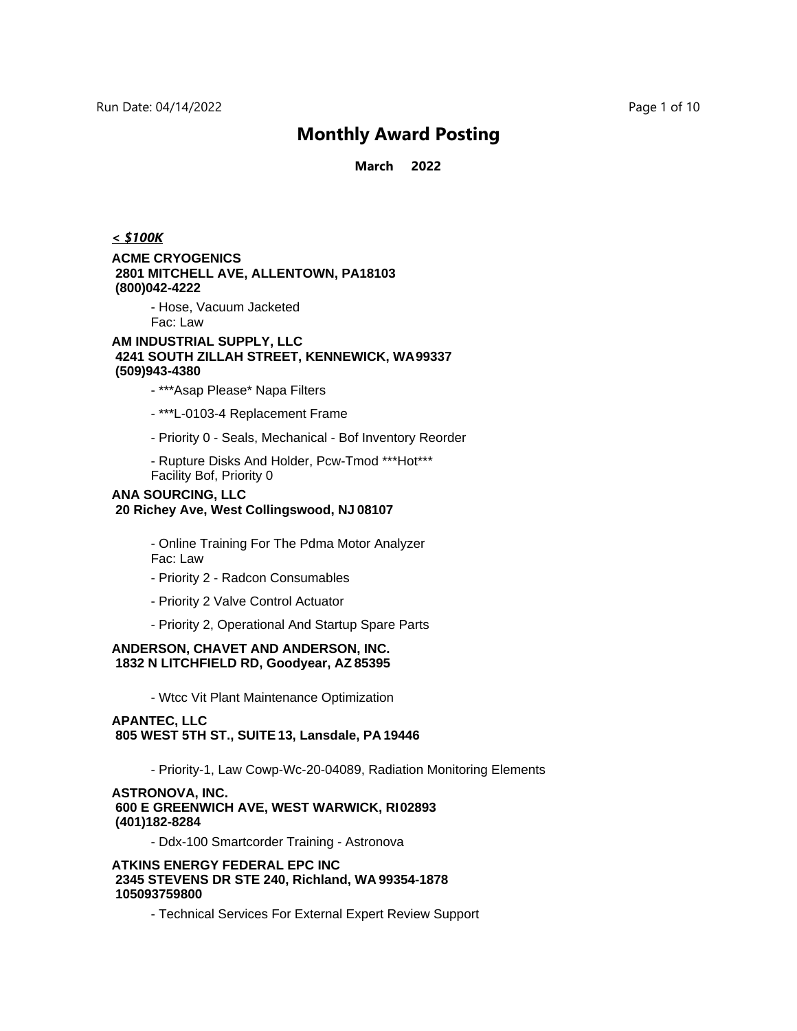# Monthly Award Posting

**March 2022**

***< $100K***

**ACME CRYOGENICS**
**2801 MITCHELL AVE, ALLENTOWN, PA18103**
**(800)042-4222**

- Hose, Vacuum Jacketed
  Fac: Law

**AM INDUSTRIAL SUPPLY, LLC**
**4241 SOUTH ZILLAH STREET, KENNEWICK, WA99337**
**(509)943-4380**

- ***Asap Please* Napa Filters
- ***L-0103-4 Replacement Frame
- Priority 0 - Seals, Mechanical - Bof Inventory Reorder
- Rupture Disks And Holder, Pcw-Tmod ***Hot***
  Facility Bof, Priority 0

**ANA SOURCING, LLC**
**20 Richey Ave, West Collingswood, NJ 08107**

- Online Training For The Pdma Motor Analyzer
  Fac: Law
- Priority 2 - Radcon Consumables
- Priority 2 Valve Control Actuator
- Priority 2, Operational And Startup Spare Parts

**ANDERSON, CHAVET AND ANDERSON, INC.**
**1832 N LITCHFIELD RD, Goodyear, AZ 85395**

- Wtcc Vit Plant Maintenance Optimization

**APANTEC, LLC**
**805 WEST 5TH ST., SUITE 13, Lansdale, PA 19446**

- Priority-1, Law Cowp-Wc-20-04089, Radiation Monitoring Elements

**ASTRONOVA, INC.**
**600 E GREENWICH AVE, WEST WARWICK, RI02893**
**(401)182-8284**

- Ddx-100 Smartcorder Training - Astronova

**ATKINS ENERGY FEDERAL EPC INC**
**2345 STEVENS DR STE 240, Richland, WA 99354-1878**
**105093759800**

- Technical Services For External Expert Review Support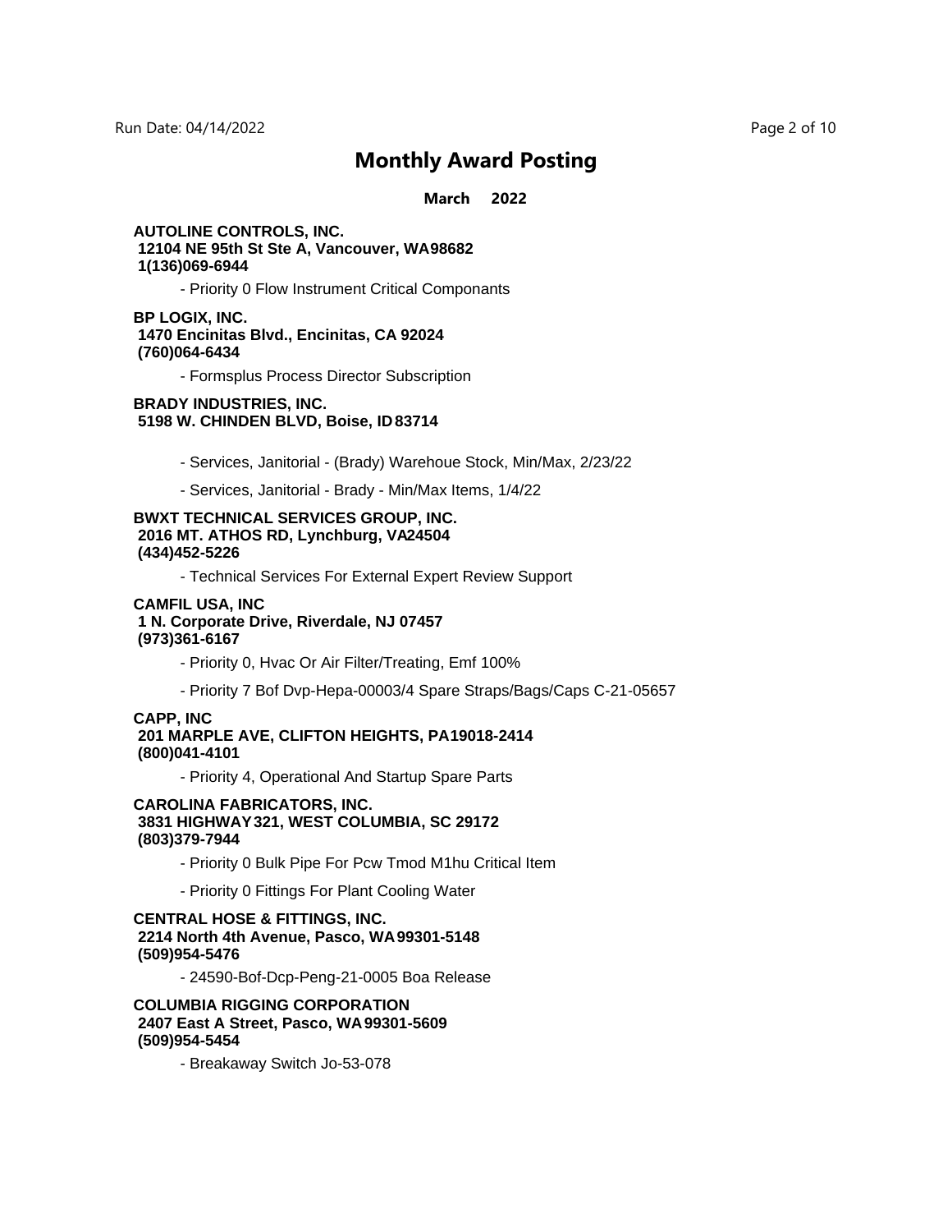# Monthly Award Posting

**March 2022**

**AUTOLINE CONTROLS, INC.**
**12104 NE 95th St Ste A, Vancouver, WA 98682**
**1(136)069-6944**

- Priority 0 Flow Instrument Critical Componants

**BP LOGIX, INC.**
**1470 Encinitas Blvd., Encinitas, CA 92024**
**(760)064-6434**

- Formsplus Process Director Subscription

**BRADY INDUSTRIES, INC.**
**5198 W. CHINDEN BLVD, Boise, ID 83714**

- Services, Janitorial - (Brady) Warehoue Stock, Min/Max, 2/23/22
- Services, Janitorial - Brady - Min/Max Items, 1/4/22

**BWXT TECHNICAL SERVICES GROUP, INC.**
**2016 MT. ATHOS RD, Lynchburg, VA 24504**
**(434)452-5226**

- Technical Services For External Expert Review Support

**CAMFIL USA, INC**
**1 N. Corporate Drive, Riverdale, NJ 07457**
**(973)361-6167**

- Priority 0, Hvac Or Air Filter/Treating, Emf 100%
- Priority 7 Bof Dvp-Hepa-00003/4 Spare Straps/Bags/Caps C-21-05657

**CAPP, INC**
**201 MARPLE AVE, CLIFTON HEIGHTS, PA 19018-2414**
**(800)041-4101**

- Priority 4, Operational And Startup Spare Parts

**CAROLINA FABRICATORS, INC.**
**3831 HIGHWAY 321, WEST COLUMBIA, SC 29172**
**(803)379-7944**

- Priority 0 Bulk Pipe For Pcw Tmod M1hu Critical Item
- Priority 0 Fittings For Plant Cooling Water

**CENTRAL HOSE & FITTINGS, INC.**
**2214 North 4th Avenue, Pasco, WA 99301-5148**
**(509)954-5476**

- 24590-Bof-Dcp-Peng-21-0005 Boa Release

**COLUMBIA RIGGING CORPORATION**
**2407 East A Street, Pasco, WA 99301-5609**
**(509)954-5454**

- Breakaway Switch Jo-53-078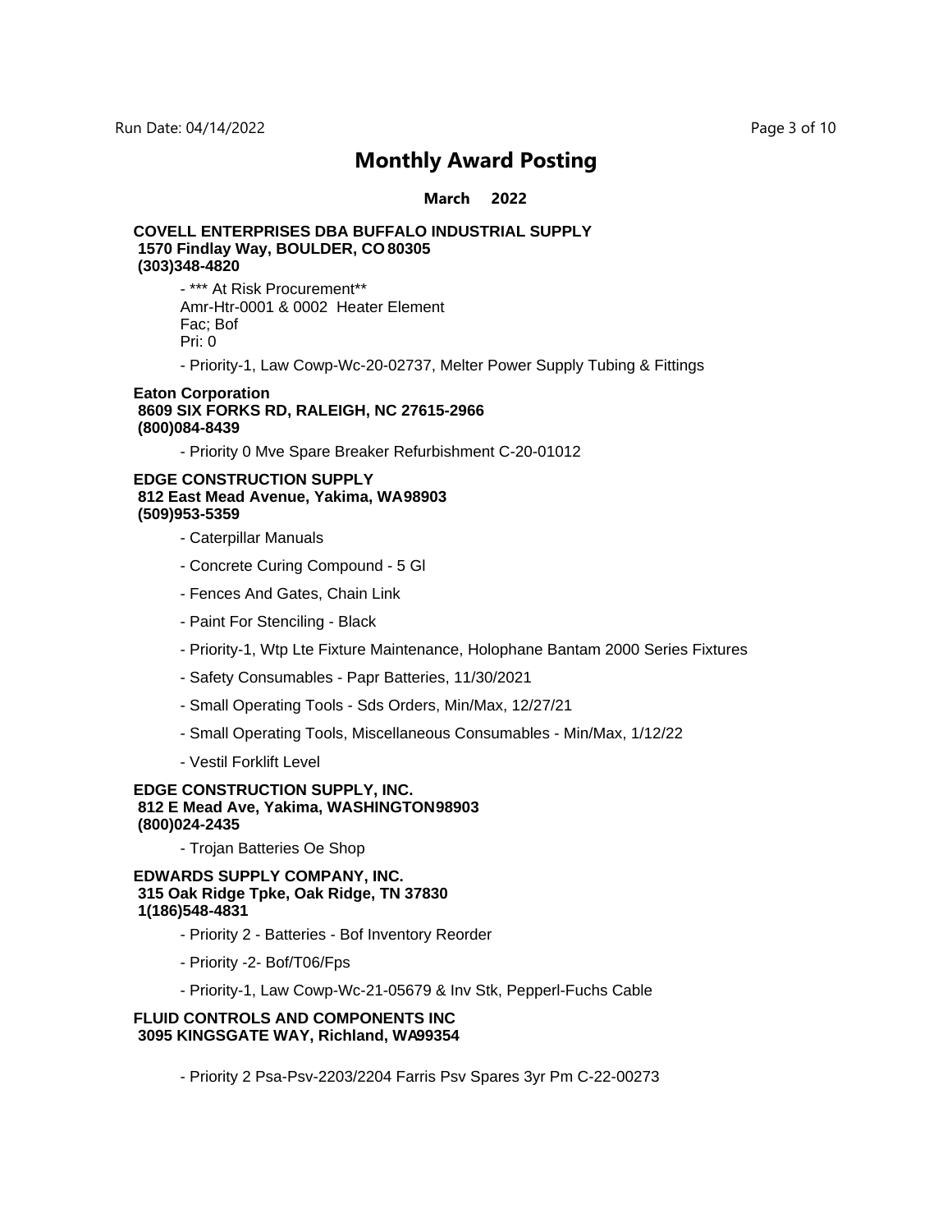# Monthly Award Posting

**March 2022**

**COVELL ENTERPRISES DBA BUFFALO INDUSTRIAL SUPPLY**
**1570 Findlay Way, BOULDER, CO 80305**
**(303)348-4820**

- *** At Risk Procurement**
  Amr-Htr-0001 & 0002 Heater Element
  Fac; Bof
  Pri: 0
- Priority-1, Law Cowp-Wc-20-02737, Melter Power Supply Tubing & Fittings

**Eaton Corporation**
**8609 SIX FORKS RD, RALEIGH, NC 27615-2966**
**(800)084-8439**

- Priority 0 Mve Spare Breaker Refurbishment C-20-01012

**EDGE CONSTRUCTION SUPPLY**
**812 East Mead Avenue, Yakima, WA 98903**
**(509)953-5359**

- Caterpillar Manuals
- Concrete Curing Compound - 5 Gl
- Fences And Gates, Chain Link
- Paint For Stenciling - Black
- Priority-1, Wtp Lte Fixture Maintenance, Holophane Bantam 2000 Series Fixtures
- Safety Consumables - Papr Batteries, 11/30/2021
- Small Operating Tools - Sds Orders, Min/Max, 12/27/21
- Small Operating Tools, Miscellaneous Consumables - Min/Max, 1/12/22
- Vestil Forklift Level

**EDGE CONSTRUCTION SUPPLY, INC.**
**812 E Mead Ave, Yakima, WASHINGTON 98903**
**(800)024-2435**

- Trojan Batteries Oe Shop

**EDWARDS SUPPLY COMPANY, INC.**
**315 Oak Ridge Tpke, Oak Ridge, TN 37830**
**1(186)548-4831**

- Priority 2 - Batteries - Bof Inventory Reorder
- Priority -2- Bof/T06/Fps
- Priority-1, Law Cowp-Wc-21-05679 & Inv Stk, Pepperl-Fuchs Cable

**FLUID CONTROLS AND COMPONENTS INC**
**3095 KINGSGATE WAY, Richland, WA 99354**

- Priority 2 Psa-Psv-2203/2204 Farris Psv Spares 3yr Pm C-22-00273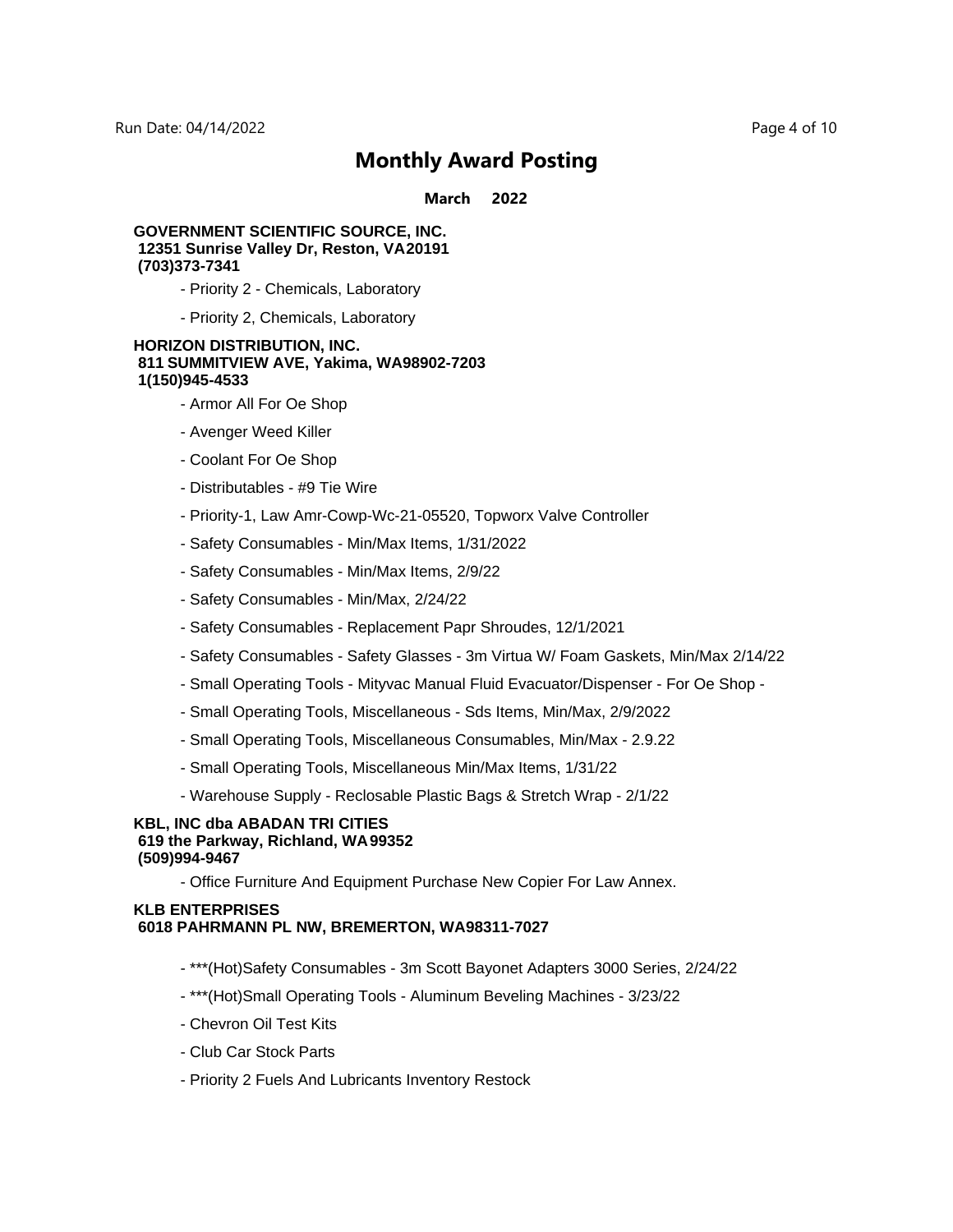# Monthly Award Posting

**March 2022**

**GOVERNMENT SCIENTIFIC SOURCE, INC.**
**12351 Sunrise Valley Dr, Reston, VA20191**
**(703)373-7341**

- Priority 2 - Chemicals, Laboratory
- Priority 2, Chemicals, Laboratory

**HORIZON DISTRIBUTION, INC.**
**811 SUMMITVIEW AVE, Yakima, WA98902-7203**
**1(150)945-4533**

- Armor All For Oe Shop
- Avenger Weed Killer
- Coolant For Oe Shop
- Distributables - #9 Tie Wire
- Priority-1, Law Amr-Cowp-Wc-21-05520, Topworx Valve Controller
- Safety Consumables - Min/Max Items, 1/31/2022
- Safety Consumables - Min/Max Items, 2/9/22
- Safety Consumables - Min/Max, 2/24/22
- Safety Consumables - Replacement Papr Shroudes, 12/1/2021
- Safety Consumables - Safety Glasses - 3m Virtua W/ Foam Gaskets, Min/Max 2/14/22
- Small Operating Tools - Mityvac Manual Fluid Evacuator/Dispenser - For Oe Shop -
- Small Operating Tools, Miscellaneous - Sds Items, Min/Max, 2/9/2022
- Small Operating Tools, Miscellaneous Consumables, Min/Max - 2.9.22
- Small Operating Tools, Miscellaneous Min/Max Items, 1/31/22
- Warehouse Supply - Reclosable Plastic Bags & Stretch Wrap - 2/1/22

**KBL, INC dba ABADAN TRI CITIES**
**619 the Parkway, Richland, WA 99352**
**(509)994-9467**

- Office Furniture And Equipment Purchase New Copier For Law Annex.

**KLB ENTERPRISES**
**6018 PAHRMANN PL NW, BREMERTON, WA98311-7027**

- ***(Hot)Safety Consumables - 3m Scott Bayonet Adapters 3000 Series, 2/24/22
- ***(Hot)Small Operating Tools - Aluminum Beveling Machines - 3/23/22
- Chevron Oil Test Kits
- Club Car Stock Parts
- Priority 2 Fuels And Lubricants Inventory Restock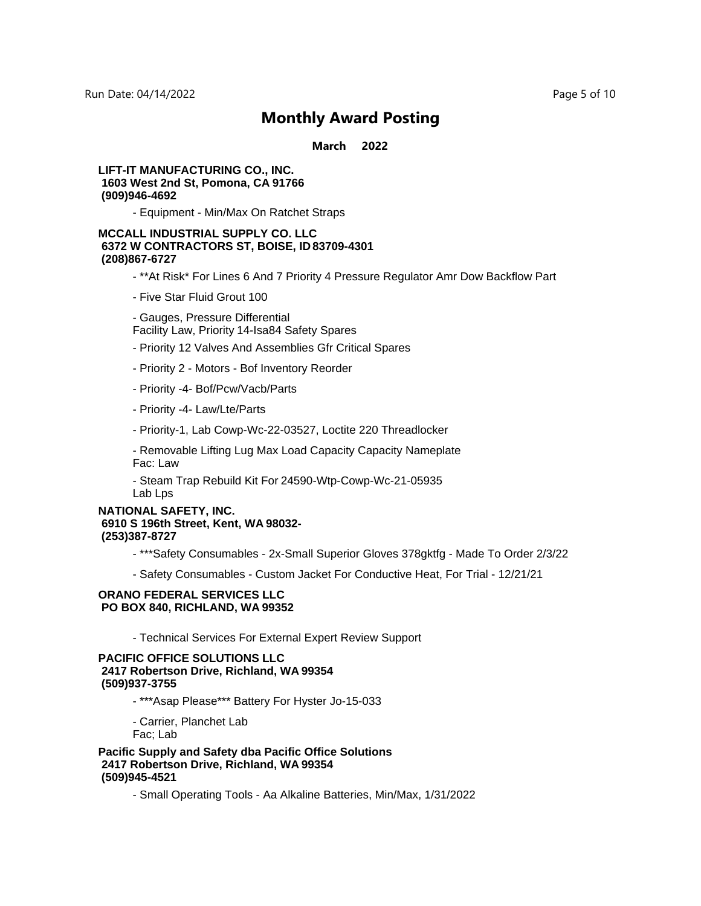# Monthly Award Posting

**March 2022**

**LIFT-IT MANUFACTURING CO., INC.**
**1603 West 2nd St, Pomona, CA 91766**
**(909)946-4692**

- Equipment - Min/Max On Ratchet Straps

**MCCALL INDUSTRIAL SUPPLY CO. LLC**
**6372 W CONTRACTORS ST, BOISE, ID 83709-4301**
**(208)867-6727**

- **At Risk* For Lines 6 And 7 Priority 4 Pressure Regulator Amr Dow Backflow Part
- Five Star Fluid Grout 100
- Gauges, Pressure Differential
  Facility Law, Priority 14-Isa84 Safety Spares
- Priority 12 Valves And Assemblies Gfr Critical Spares
- Priority 2 - Motors - Bof Inventory Reorder
- Priority -4- Bof/Pcw/Vacb/Parts
- Priority -4- Law/Lte/Parts
- Priority-1, Lab Cowp-Wc-22-03527, Loctite 220 Threadlocker
- Removable Lifting Lug Max Load Capacity Capacity Nameplate
  Fac: Law
- Steam Trap Rebuild Kit For 24590-Wtp-Cowp-Wc-21-05935
  Lab Lps

**NATIONAL SAFETY, INC.**
**6910 S 196th Street, Kent, WA 98032-**
**(253)387-8727**

- ***Safety Consumables - 2x-Small Superior Gloves 378gktfg - Made To Order 2/3/22
- Safety Consumables - Custom Jacket For Conductive Heat, For Trial - 12/21/21

**ORANO FEDERAL SERVICES LLC**
**PO BOX 840, RICHLAND, WA 99352**

- Technical Services For External Expert Review Support

**PACIFIC OFFICE SOLUTIONS LLC**
**2417 Robertson Drive, Richland, WA 99354**
**(509)937-3755**

- ***Asap Please*** Battery For Hyster Jo-15-033
- Carrier, Planchet Lab
  Fac; Lab

**Pacific Supply and Safety dba Pacific Office Solutions**
**2417 Robertson Drive, Richland, WA 99354**
**(509)945-4521**

- Small Operating Tools - Aa Alkaline Batteries, Min/Max, 1/31/2022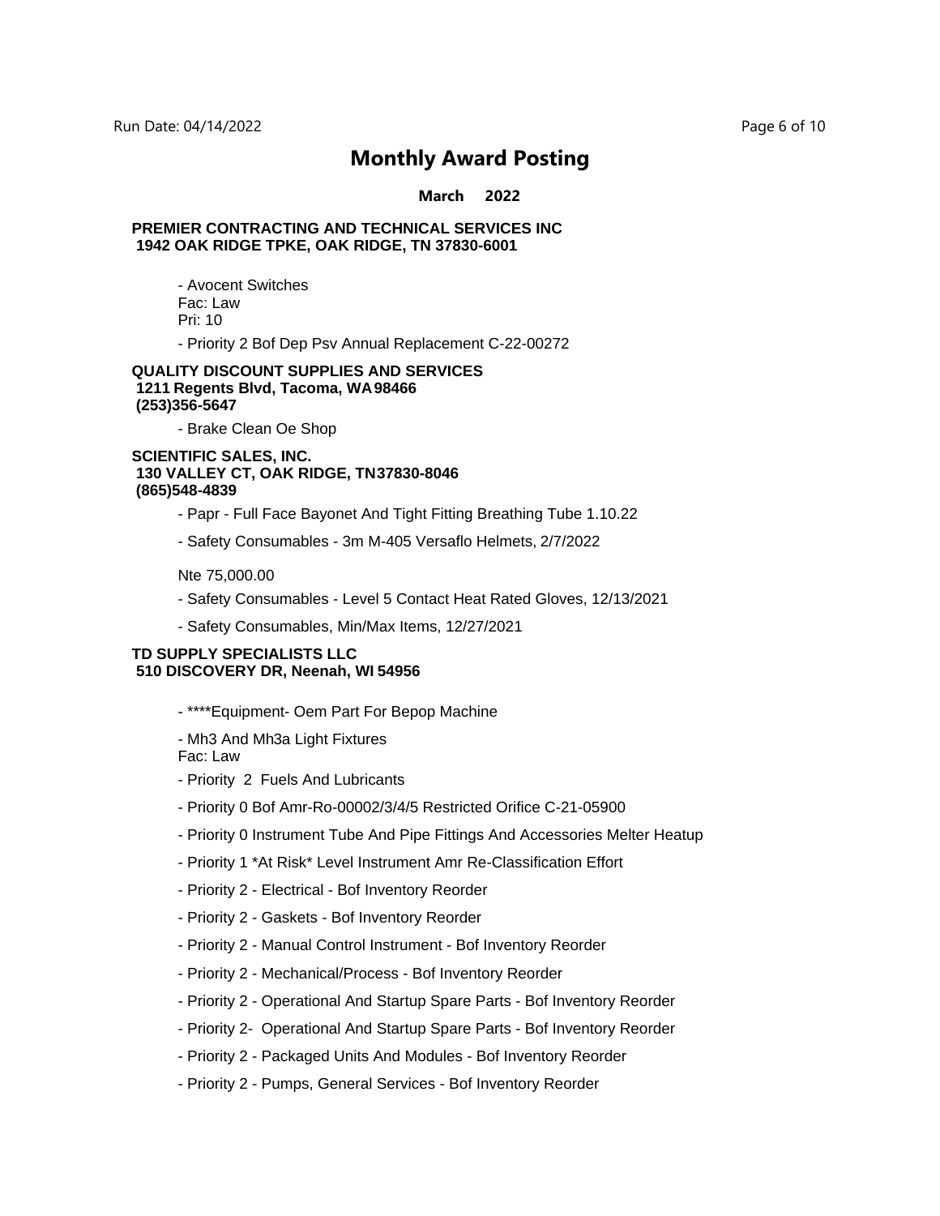# Monthly Award Posting

**March 2022**

**PREMIER CONTRACTING AND TECHNICAL SERVICES INC**
**1942 OAK RIDGE TPKE, OAK RIDGE, TN 37830-6001**

- Avocent Switches
  Fac: Law
  Pri: 10
- Priority 2 Bof Dep Psv Annual Replacement C-22-00272

**QUALITY DISCOUNT SUPPLIES AND SERVICES**
**1211 Regents Blvd, Tacoma, WA 98466**
**(253)356-5647**

- Brake Clean Oe Shop

**SCIENTIFIC SALES, INC.**
**130 VALLEY CT, OAK RIDGE, TN 37830-8046**
**(865)548-4839**

- Papr - Full Face Bayonet And Tight Fitting Breathing Tube 1.10.22
- Safety Consumables - 3m M-405 Versaflo Helmets, 2/7/2022

  Nte 75,000.00
- Safety Consumables - Level 5 Contact Heat Rated Gloves, 12/13/2021
- Safety Consumables, Min/Max Items, 12/27/2021

**TD SUPPLY SPECIALISTS LLC**
**510 DISCOVERY DR, Neenah, WI 54956**

- ****Equipment- Oem Part For Bepop Machine
- Mh3 And Mh3a Light Fixtures
  Fac: Law
- Priority 2 Fuels And Lubricants
- Priority 0 Bof Amr-Ro-00002/3/4/5 Restricted Orifice C-21-05900
- Priority 0 Instrument Tube And Pipe Fittings And Accessories Melter Heatup
- Priority 1 *At Risk* Level Instrument Amr Re-Classification Effort
- Priority 2 - Electrical - Bof Inventory Reorder
- Priority 2 - Gaskets - Bof Inventory Reorder
- Priority 2 - Manual Control Instrument - Bof Inventory Reorder
- Priority 2 - Mechanical/Process - Bof Inventory Reorder
- Priority 2 - Operational And Startup Spare Parts - Bof Inventory Reorder
- Priority 2- Operational And Startup Spare Parts - Bof Inventory Reorder
- Priority 2 - Packaged Units And Modules - Bof Inventory Reorder
- Priority 2 - Pumps, General Services - Bof Inventory Reorder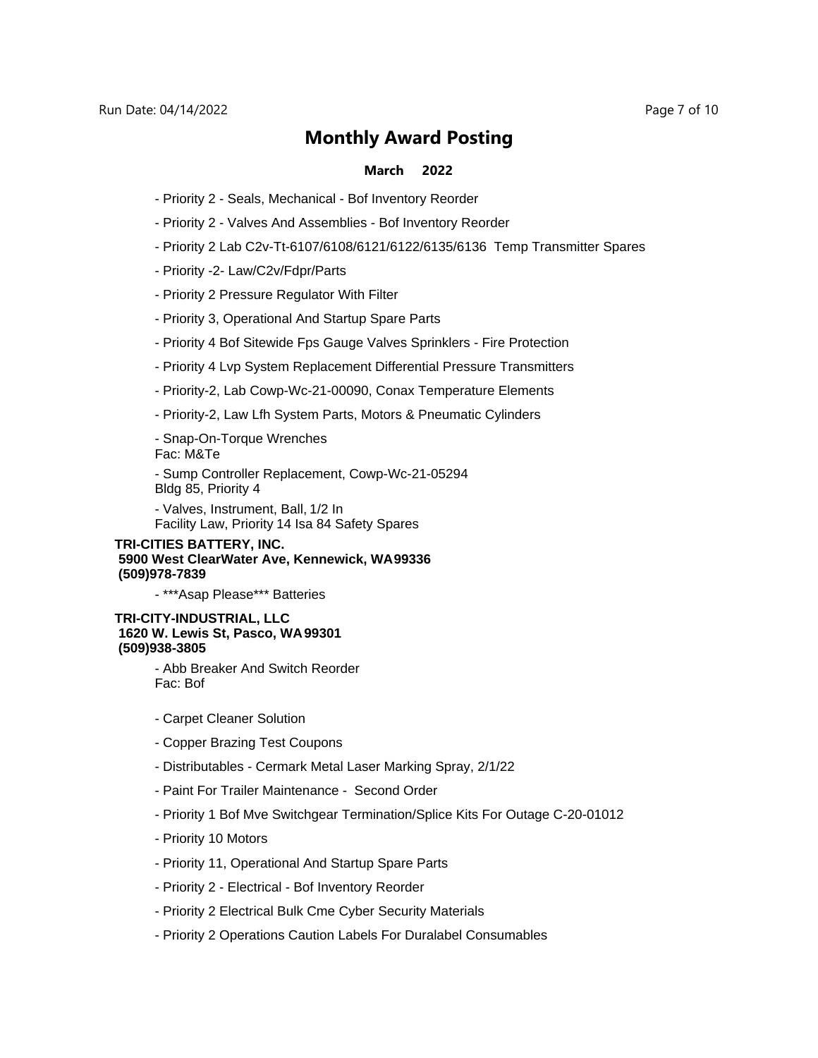# Monthly Award Posting

**March 2022**

- Priority 2 - Seals, Mechanical - Bof Inventory Reorder
- Priority 2 - Valves And Assemblies - Bof Inventory Reorder
- Priority 2 Lab C2v-Tt-6107/6108/6121/6122/6135/6136 Temp Transmitter Spares
- Priority -2- Law/C2v/Fdpr/Parts
- Priority 2 Pressure Regulator With Filter
- Priority 3, Operational And Startup Spare Parts
- Priority 4 Bof Sitewide Fps Gauge Valves Sprinklers - Fire Protection
- Priority 4 Lvp System Replacement Differential Pressure Transmitters
- Priority-2, Lab Cowp-Wc-21-00090, Conax Temperature Elements
- Priority-2, Law Lfh System Parts, Motors & Pneumatic Cylinders
- Snap-On-Torque Wrenches
  Fac: M&Te
- Sump Controller Replacement, Cowp-Wc-21-05294
  Bldg 85, Priority 4
- Valves, Instrument, Ball, 1/2 In
  Facility Law, Priority 14 Isa 84 Safety Spares

**TRI-CITIES BATTERY, INC.**
**5900 West ClearWater Ave, Kennewick, WA 99336**
**(509)978-7839**

- ***Asap Please*** Batteries

**TRI-CITY-INDUSTRIAL, LLC**
**1620 W. Lewis St, Pasco, WA 99301**
**(509)938-3805**

- Abb Breaker And Switch Reorder
  Fac: Bof
- Carpet Cleaner Solution
- Copper Brazing Test Coupons
- Distributables - Cermark Metal Laser Marking Spray, 2/1/22
- Paint For Trailer Maintenance - Second Order
- Priority 1 Bof Mve Switchgear Termination/Splice Kits For Outage C-20-01012
- Priority 10 Motors
- Priority 11, Operational And Startup Spare Parts
- Priority 2 - Electrical - Bof Inventory Reorder
- Priority 2 Electrical Bulk Cme Cyber Security Materials
- Priority 2 Operations Caution Labels For Duralabel Consumables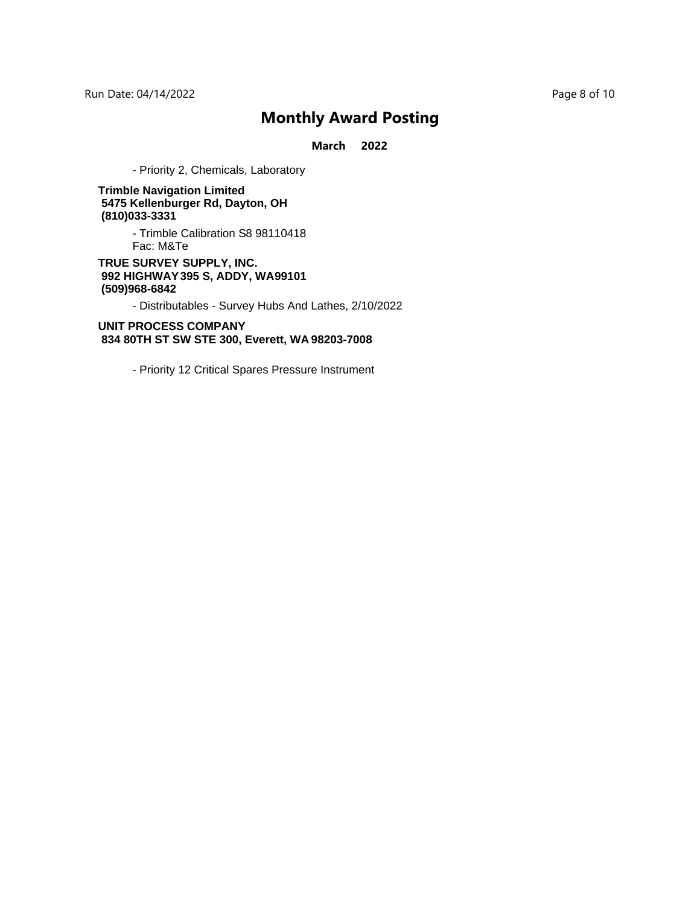# Monthly Award Posting

**March 2022**

- Priority 2, Chemicals, Laboratory

**Trimble Navigation Limited**
**5475 Kellenburger Rd, Dayton, OH**
**(810)033-3331**

- Trimble Calibration S8 98110418
  Fac: M&Te

**TRUE SURVEY SUPPLY, INC.**
**992 HIGHWAY 395 S, ADDY, WA99101**
**(509)968-6842**

- Distributables - Survey Hubs And Lathes, 2/10/2022

**UNIT PROCESS COMPANY**
**834 80TH ST SW STE 300, Everett, WA 98203-7008**

- Priority 12 Critical Spares Pressure Instrument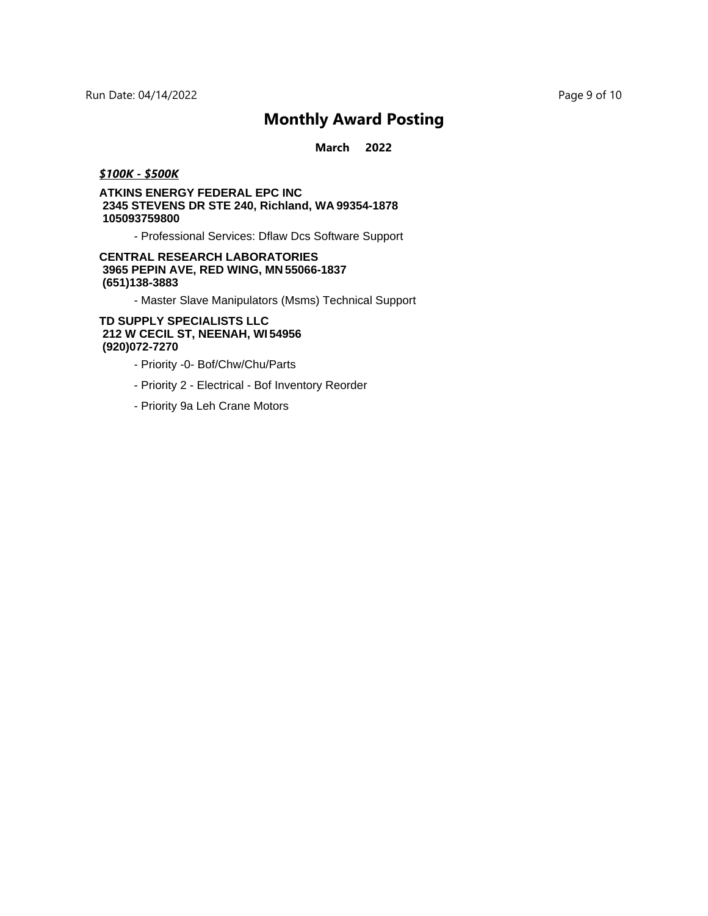# Monthly Award Posting

**March 2022**

***$100K - $500K***

**ATKINS ENERGY FEDERAL EPC INC**
**2345 STEVENS DR STE 240, Richland, WA 99354-1878**
**105093759800**

- Professional Services: Dflaw Dcs Software Support

**CENTRAL RESEARCH LABORATORIES**
**3965 PEPIN AVE, RED WING, MN 55066-1837**
**(651)138-3883**

- Master Slave Manipulators (Msms) Technical Support

**TD SUPPLY SPECIALISTS LLC**
**212 W CECIL ST, NEENAH, WI 54956**
**(920)072-7270**

- Priority -0- Bof/Chw/Chu/Parts
- Priority 2 - Electrical - Bof Inventory Reorder
- Priority 9a Leh Crane Motors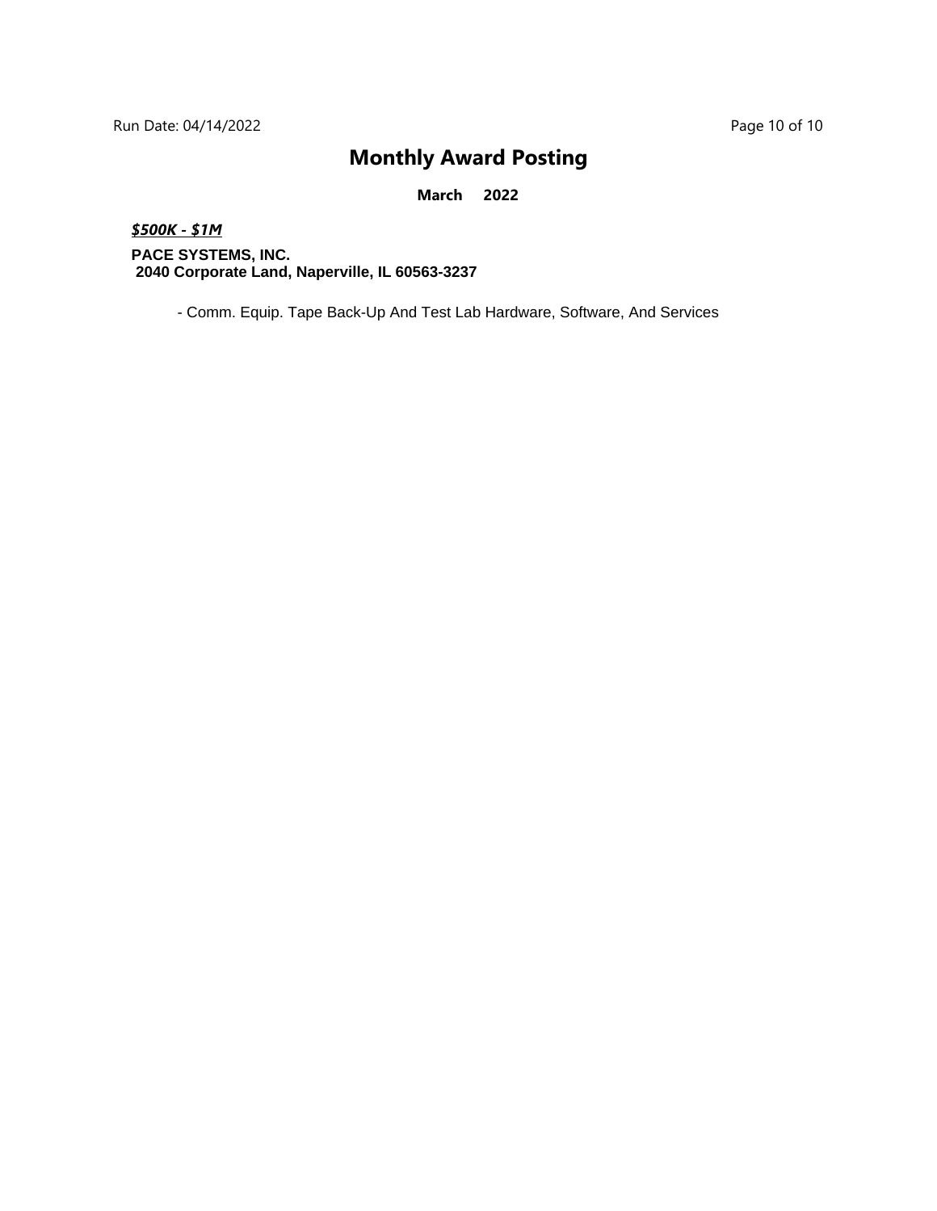# Monthly Award Posting

**March 2022**

***$500K - $1M***

**PACE SYSTEMS, INC.**
**2040 Corporate Land, Naperville, IL 60563-3237**

- Comm. Equip. Tape Back-Up And Test Lab Hardware, Software, And Services